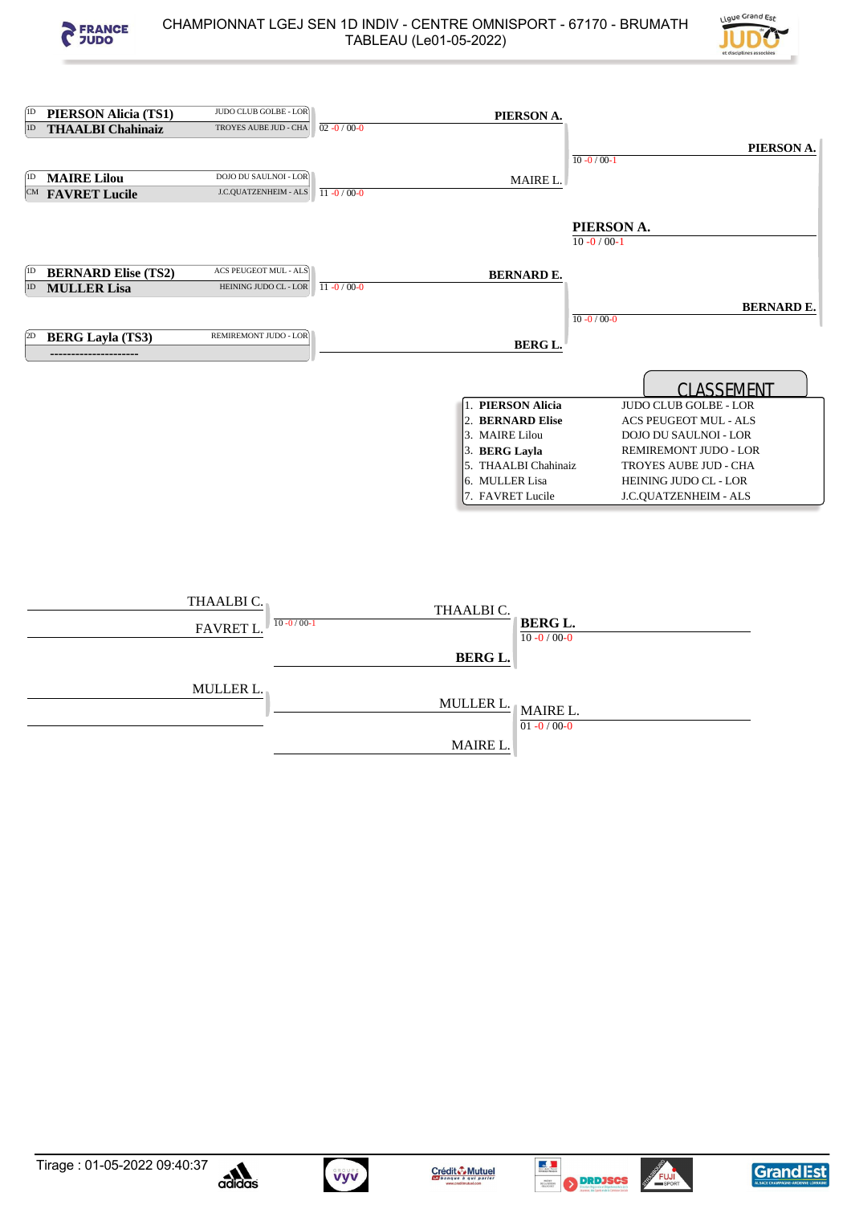# CHAMPIONNAT LGEJ SEN 1D INDIV - CENTRE OMNISPORT - 67170 - BRUMATH

TABLEAU (Le01-05-2022)

## Tableau principal

| Grade | Combattant | Club |
|---|---|---|
| 1D | **PIERSON Alicia (TS1)** | JUDO CLUB GOLBE - LOR |
| 1D | **THAALBI Chahinaiz** | TROYES AUBE JUD - CHA |
| 1D | **MAIRE Lilou** | DOJO DU SAULNOI - LOR |
| CM | **FAVRET Lucile** | J.C.QUATZENHEIM - ALS |
| 1D | **BERNARD Elise (TS2)** | ACS PEUGEOT MUL - ALS |
| 1D | **MULLER Lisa** | HEINING JUDO CL - LOR |
| 2D | **BERG Layla (TS3)** | REMIREMONT JUDO - LOR |
| | --------------------- | |

**1er tour**

- PIERSON Alicia vs THAALBI Chahinaiz → **PIERSON A.** (02 -0 / 00-0)
- MAIRE Lilou vs FAVRET Lucile → MAIRE L. (11 -0 / 00-0)
- BERNARD Elise vs MULLER Lisa → **BERNARD E.** (11 -0 / 00-0)
- BERG Layla vs --------------------- → **BERG L.**

**Demi-finales**

- PIERSON A. vs MAIRE L. → **PIERSON A.** (10 -0 / 00-1)
- BERNARD E. vs BERG L. → **BERNARD E.** (10 -0 / 00-0)

**Finale**

- PIERSON A. vs BERNARD E. → **PIERSON A.** (10 -0 / 00-1)

## CLASSEMENT

| Place | Nom | Club |
|---|---|---|
| 1. | **PIERSON Alicia** | JUDO CLUB GOLBE - LOR |
| 2. | **BERNARD Elise** | ACS PEUGEOT MUL - ALS |
| 3. | MAIRE Lilou | DOJO DU SAULNOI - LOR |
| 3. | **BERG Layla** | REMIREMONT JUDO - LOR |
| 5. | THAALBI Chahinaiz | TROYES AUBE JUD - CHA |
| 6. | MULLER Lisa | HEINING JUDO CL - LOR |
| 7. | FAVRET Lucile | J.C.QUATZENHEIM - ALS |

## Repêchages

- THAALBI C. vs FAVRET L. → THAALBI C. (10 -0 / 00-1)
- THAALBI C. vs BERG L. → **BERG L.** (10 -0 / 00-0)
- MULLER L. vs (—) → MULLER L.
- MULLER L. vs MAIRE L. → MAIRE L. (01 -0 / 00-0)

Tirage : 01-05-2022 09:40:37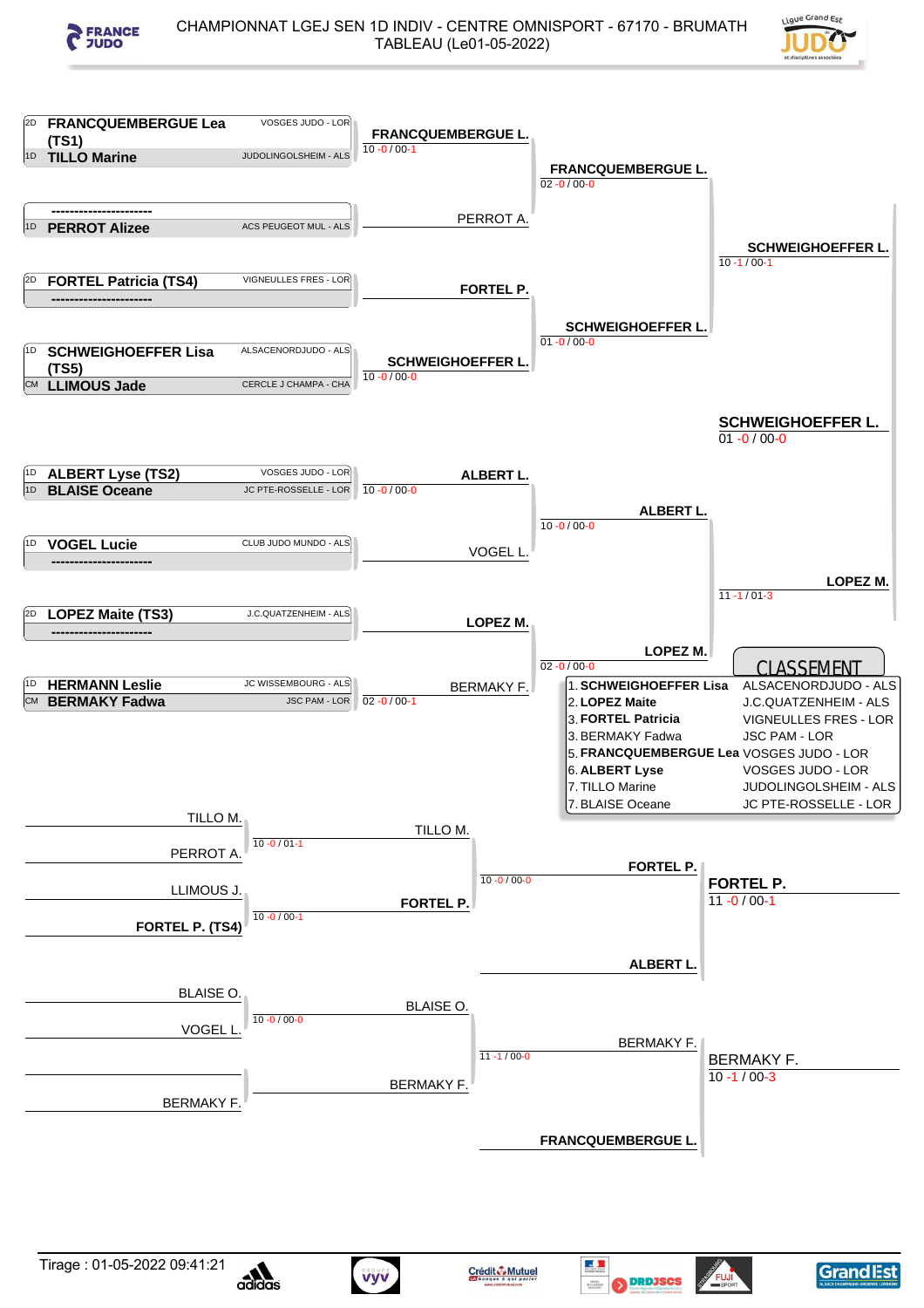# CHAMPIONNAT LGEJ SEN 1D INDIV - CENTRE OMNISPORT - 67170 - BRUMATH

## TABLEAU (Le01-05-2022)

### Tableau principal

| Grade | Combattant | Club |
|---|---|---|
| 2D | FRANCQUEMBERGUE Lea (TS1) | VOSGES JUDO - LOR |
| 1D | TILLO Marine | JUDOLINGOLSHEIM - ALS |
| | ---------------------- | |
| 1D | PERROT Alizee | ACS PEUGEOT MUL - ALS |
| 2D | FORTEL Patricia (TS4) | VIGNEULLES FRES - LOR |
| | ---------------------- | |
| 1D | SCHWEIGHOEFFER Lisa (TS5) | ALSACENORDJUDO - ALS |
| CM | LLIMOUS Jade | CERCLE J CHAMPA - CHA |
| 1D | ALBERT Lyse (TS2) | VOSGES JUDO - LOR |
| 1D | BLAISE Oceane | JC PTE-ROSSELLE - LOR |
| 1D | VOGEL Lucie | CLUB JUDO MUNDO - ALS |
| | ---------------------- | |
| 2D | LOPEZ Maite (TS3) | J.C.QUATZENHEIM - ALS |
| | ---------------------- | |
| 1D | HERMANN Leslie | JC WISSEMBOURG - ALS |
| CM | BERMAKY Fadwa | JSC PAM - LOR |

**Premier tour**
- FRANCQUEMBERGUE L. — 10 -0 / 00-1
- PERROT A.
- FORTEL P.
- SCHWEIGHOEFFER L. — 10 -0 / 00-0
- ALBERT L. — 10 -0 / 00-0
- VOGEL L.
- LOPEZ M.
- BERMAKY F. — 02 -0 / 00-1

**Quarts de finale**
- FRANCQUEMBERGUE L. — 02 -0 / 00-0
- SCHWEIGHOEFFER L. — 01 -0 / 00-0
- ALBERT L. — 10 -0 / 00-0
- LOPEZ M. — 02 -0 / 00-0

**Demi-finales**
- SCHWEIGHOEFFER L. — 10 -1 / 00-1
- LOPEZ M. — 11 -1 / 01-3

**Finale**
- SCHWEIGHOEFFER L. — 01 -0 / 00-0

### Repêchages

- TILLO M. / PERROT A. → TILLO M. — 10 -0 / 01-1
- LLIMOUS J. / FORTEL P. (TS4) → FORTEL P. — 10 -0 / 00-1
- TILLO M. / FORTEL P. → FORTEL P. — 10 -0 / 00-0
- FORTEL P. / ALBERT L. → **FORTEL P.** — 11 -0 / 00-1
- BLAISE O. / VOGEL L. → BLAISE O. — 10 -0 / 00-0
- BERMAKY F. → BERMAKY F.
- BLAISE O. / BERMAKY F. → BERMAKY F. — 11 -1 / 00-0
- BERMAKY F. / FRANCQUEMBERGUE L. → BERMAKY F. — 10 -1 / 00-3

### CLASSEMENT

| Place | Nom | Club |
|---|---|---|
| 1. | **SCHWEIGHOEFFER Lisa** | ALSACENORDJUDO - ALS |
| 2. | **LOPEZ Maite** | J.C.QUATZENHEIM - ALS |
| 3. | **FORTEL Patricia** | VIGNEULLES FRES - LOR |
| 3. | BERMAKY Fadwa | JSC PAM - LOR |
| 5. | **FRANCQUEMBERGUE Lea** | VOSGES JUDO - LOR |
| 6. | **ALBERT Lyse** | VOSGES JUDO - LOR |
| 7. | TILLO Marine | JUDOLINGOLSHEIM - ALS |
| 7. | BLAISE Oceane | JC PTE-ROSSELLE - LOR |

Tirage : 01-05-2022 09:41:21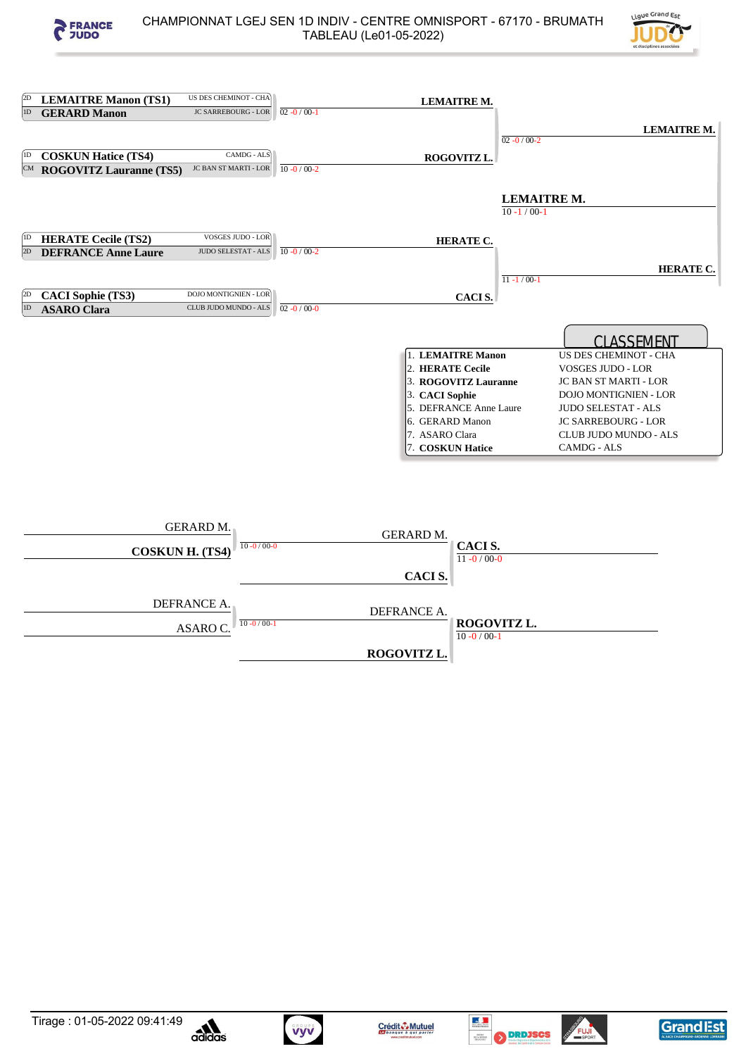CHAMPIONNAT LGEJ SEN 1D INDIV - CENTRE OMNISPORT - 67170 - BRUMATH
TABLEAU (Le01-05-2022)

## Tableau principal

| Grade | Combattant | Club |
|---|---|---|
| 2D | **LEMAITRE Manon (TS1)** | US DES CHEMINOT - CHA |
| 1D | **GERARD Manon** | JC SARREBOURG - LOR |
| 1D | **COSKUN Hatice (TS4)** | CAMDG - ALS |
| CM | **ROGOVITZ Lauranne (TS5)** | JC BAN ST MARTI - LOR |
| 1D | **HERATE Cecile (TS2)** | VOSGES JUDO - LOR |
| 2D | **DEFRANCE Anne Laure** | JUDO SELESTAT - ALS |
| 2D | **CACI Sophie (TS3)** | DOJO MONTIGNIEN - LOR |
| 1D | **ASARO Clara** | CLUB JUDO MUNDO - ALS |

**Premier tour**

- LEMAITRE M. — 02 -0 / 00-1
- ROGOVITZ L. — 10 -0 / 00-2
- HERATE C. — 10 -0 / 00-2
- CACI S. — 02 -0 / 00-0

**Demi-finales**

- LEMAITRE M. — 02 -0 / 00-2
- HERATE C. — 11 -1 / 00-1

**Finale**

- LEMAITRE M. — 10 -1 / 00-1

## CLASSEMENT

| Place | Nom | Club |
|---|---|---|
| 1. | **LEMAITRE Manon** | US DES CHEMINOT - CHA |
| 2. | **HERATE Cecile** | VOSGES JUDO - LOR |
| 3. | **ROGOVITZ Lauranne** | JC BAN ST MARTI - LOR |
| 3. | **CACI Sophie** | DOJO MONTIGNIEN - LOR |
| 5. | DEFRANCE Anne Laure | JUDO SELESTAT - ALS |
| 6. | GERARD Manon | JC SARREBOURG - LOR |
| 7. | ASARO Clara | CLUB JUDO MUNDO - ALS |
| 7. | **COSKUN Hatice** | CAMDG - ALS |

## Repêchages

- GERARD M. vs **COSKUN H. (TS4)** — GERARD M. — 10 -0 / 00-0
- GERARD M. vs **CACI S.** — **CACI S.** — 11 -0 / 00-0
- DEFRANCE A. vs ASARO C. — DEFRANCE A. — 10 -0 / 00-1
- DEFRANCE A. vs **ROGOVITZ L.** — **ROGOVITZ L.** — 10 -0 / 00-1

Tirage : 01-05-2022 09:41:49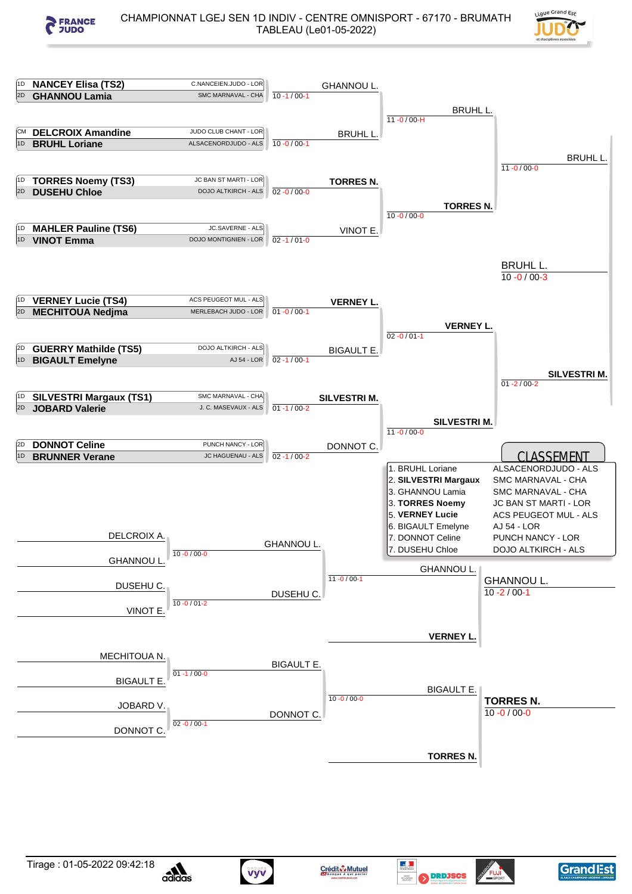# CHAMPIONNAT LGEJ SEN 1D INDIV - CENTRE OMNISPORT - 67170 - BRUMATH
## TABLEAU (Le01-05-2022)

### Tableau principal

| Grade | Combattante | Club | Score | Vainqueur |
|---|---|---|---|---|
| 1D | **NANCEY Elisa (TS2)** | C.NANCEIEN.JUDO - LOR | | |
| 2D | **GHANNOU Lamia** | SMC MARNAVAL - CHA | 10 -1 / 00-1 | GHANNOU L. |
| CM | **DELCROIX Amandine** | JUDO CLUB CHANT - LOR | | |
| 1D | **BRUHL Loriane** | ALSACENORDJUDO - ALS | 10 -0 / 00-1 | BRUHL L. |
| 1D | **TORRES Noemy (TS3)** | JC BAN ST MARTI - LOR | | |
| 2D | **DUSEHU Chloe** | DOJO ALTKIRCH - ALS | 02 -0 / 00-0 | **TORRES N.** |
| 1D | **MAHLER Pauline (TS6)** | JC.SAVERNE - ALS | | |
| 1D | **VINOT Emma** | DOJO MONTIGNIEN - LOR | 02 -1 / 01-0 | VINOT E. |
| 1D | **VERNEY Lucie (TS4)** | ACS PEUGEOT MUL - ALS | | |
| 2D | **MECHITOUA Nedjma** | MERLEBACH JUDO - LOR | 01 -0 / 00-1 | **VERNEY L.** |
| 2D | **GUERRY Mathilde (TS5)** | DOJO ALTKIRCH - ALS | | |
| 1D | **BIGAULT Emelyne** | AJ 54 - LOR | 02 -1 / 00-1 | BIGAULT E. |
| 1D | **SILVESTRI Margaux (TS1)** | SMC MARNAVAL - CHA | | |
| 2D | **JOBARD Valerie** | J. C. MASEVAUX - ALS | 01 -1 / 00-2 | **SILVESTRI M.** |
| 2D | **DONNOT Celine** | PUNCH NANCY - LOR | | |
| 1D | **BRUNNER Verane** | JC HAGUENAU - ALS | 02 -1 / 00-2 | DONNOT C. |

Quarts de finale :
- GHANNOU L. / BRUHL L. : 11 -0 / 00-H → BRUHL L.
- TORRES N. / VINOT E. : 10 -0 / 00-0 → **TORRES N.**
- VERNEY L. / BIGAULT E. : 02 -0 / 01-1 → **VERNEY L.**
- SILVESTRI M. / DONNOT C. : 11 -0 / 00-0 → **SILVESTRI M.**

Demi-finales :
- BRUHL L. / TORRES N. : 11 -0 / 00-0 → BRUHL L.
- VERNEY L. / SILVESTRI M. : 01 -2 / 00-2 → **SILVESTRI M.**

Finale :
- BRUHL L. / SILVESTRI M. : 10 -0 / 00-3 → BRUHL L.

### Repêchages

- DELCROIX A. / GHANNOU L. : 10 -0 / 00-0 → GHANNOU L.
- DUSEHU C. / VINOT E. : 10 -0 / 01-2 → DUSEHU C.
- GHANNOU L. / DUSEHU C. : 11 -0 / 00-1 → GHANNOU L.
- GHANNOU L. / VERNEY L. : 10 -2 / 00-1 → GHANNOU L.
- MECHITOUA N. / BIGAULT E. : 01 -1 / 00-0 → BIGAULT E.
- JOBARD V. / DONNOT C. : 02 -0 / 00-1 → DONNOT C.
- BIGAULT E. / DONNOT C. : 10 -0 / 00-0 → BIGAULT E.
- BIGAULT E. / TORRES N. : 10 -0 / 00-0 → **TORRES N.**

### CLASSEMENT

| Place | Nom | Club |
|---|---|---|
| 1. | BRUHL Loriane | ALSACENORDJUDO - ALS |
| 2. | **SILVESTRI Margaux** | SMC MARNAVAL - CHA |
| 3. | GHANNOU Lamia | SMC MARNAVAL - CHA |
| 3. | **TORRES Noemy** | JC BAN ST MARTI - LOR |
| 5. | **VERNEY Lucie** | ACS PEUGEOT MUL - ALS |
| 6. | BIGAULT Emelyne | AJ 54 - LOR |
| 7. | DONNOT Celine | PUNCH NANCY - LOR |
| 7. | DUSEHU Chloe | DOJO ALTKIRCH - ALS |

Tirage : 01-05-2022 09:42:18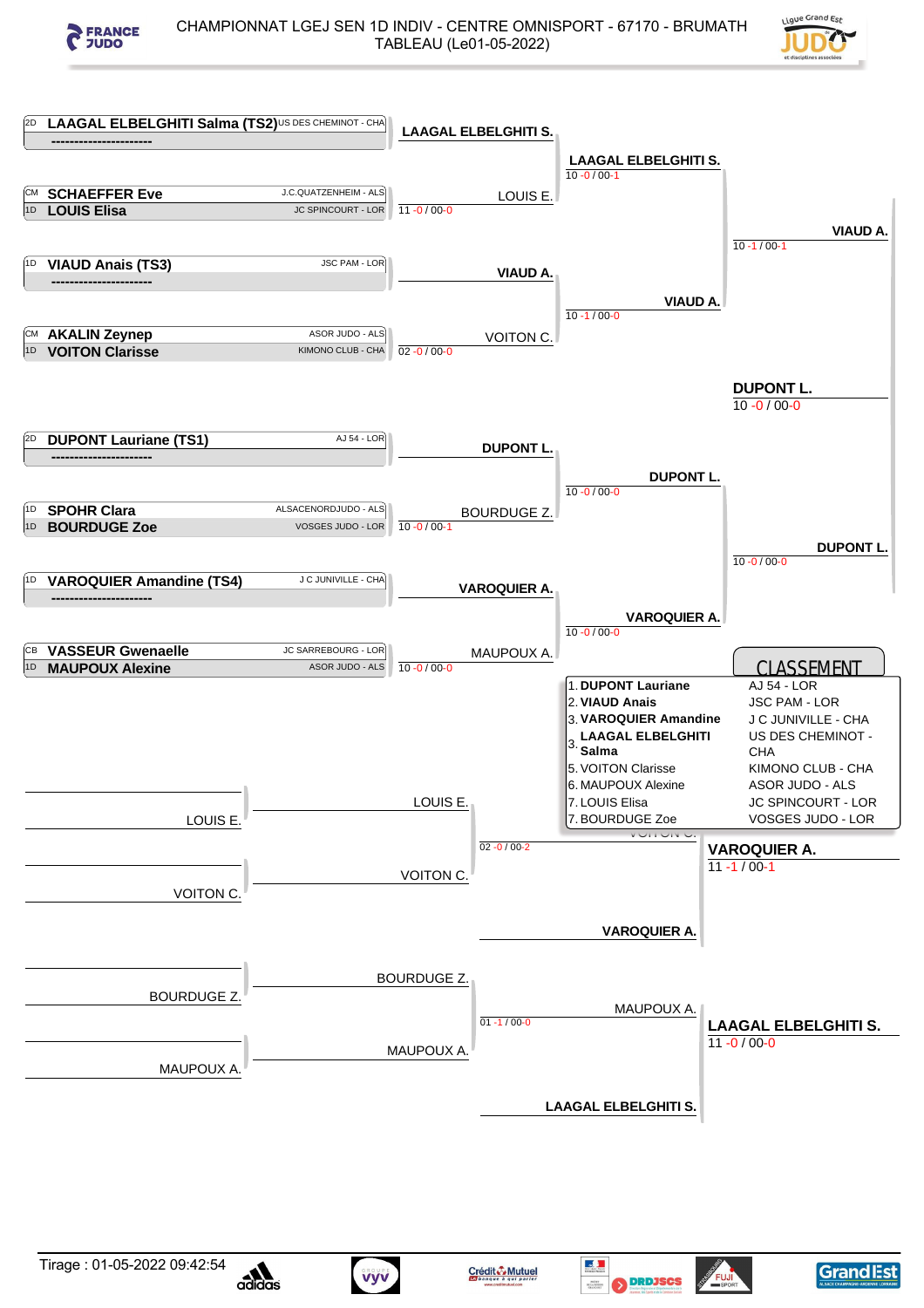# CHAMPIONNAT LGEJ SEN 1D INDIV - CENTRE OMNISPORT - 67170 - BRUMATH

TABLEAU (Le01-05-2022)

## Tableau principal

| Grade | Combattant | Club |
|---|---|---|
| 2D | LAAGAL ELBELGHITI Salma (TS2) | US DES CHEMINOT - CHA |
| | ---------------------- | |
| CM | SCHAEFFER Eve | J.C.QUATZENHEIM - ALS |
| 1D | LOUIS Elisa | JC SPINCOURT - LOR |
| 1D | VIAUD Anais (TS3) | JSC PAM - LOR |
| | ---------------------- | |
| CM | AKALIN Zeynep | ASOR JUDO - ALS |
| 1D | VOITON Clarisse | KIMONO CLUB - CHA |
| 2D | DUPONT Lauriane (TS1) | AJ 54 - LOR |
| | ---------------------- | |
| 1D | SPOHR Clara | ALSACENORDJUDO - ALS |
| 1D | BOURDUGE Zoe | VOSGES JUDO - LOR |
| 1D | VAROQUIER Amandine (TS4) | J C JUNIVILLE - CHA |
| | ---------------------- | |
| CB | VASSEUR Gwenaelle | JC SARREBOURG - LOR |
| 1D | MAUPOUX Alexine | ASOR JUDO - ALS |

### 1er tour
- LAAGAL ELBELGHITI S. (exempt)
- LOUIS E. — 11 -0 / 00-0
- VIAUD A. (exempt)
- VOITON C. — 02 -0 / 00-0
- DUPONT L. (exempt)
- BOURDUGE Z. — 10 -0 / 00-1
- VAROQUIER A. (exempt)
- MAUPOUX A. — 10 -0 / 00-0

### Quarts de finale
- LAAGAL ELBELGHITI S. — 10 -0 / 00-1
- VIAUD A. — 10 -1 / 00-0
- DUPONT L. — 10 -0 / 00-0
- VAROQUIER A. — 10 -0 / 00-0

### Demi-finales
- VIAUD A. — 10 -1 / 00-1
- DUPONT L. — 10 -0 / 00-0

### Finale
- DUPONT L. — 10 -0 / 00-0

## Repêchages

- LOUIS E. / VOITON C. → VOITON C. — 02 -0 / 00-2
- VOITON C. / VAROQUIER A. → VAROQUIER A. — 11 -1 / 00-1
- BOURDUGE Z. / MAUPOUX A. → MAUPOUX A. — 01 -1 / 00-0
- MAUPOUX A. / LAAGAL ELBELGHITI S. → LAAGAL ELBELGHITI S. — 11 -0 / 00-0

## CLASSEMENT

| Place | Nom | Club |
|---|---|---|
| 1. | DUPONT Lauriane | AJ 54 - LOR |
| 2. | VIAUD Anais | JSC PAM - LOR |
| 3. | VAROQUIER Amandine | J C JUNIVILLE - CHA |
| 3. | LAAGAL ELBELGHITI Salma | US DES CHEMINOT - CHA |
| 5. | VOITON Clarisse | KIMONO CLUB - CHA |
| 6. | MAUPOUX Alexine | ASOR JUDO - ALS |
| 7. | LOUIS Elisa | JC SPINCOURT - LOR |
| 7. | BOURDUGE Zoe | VOSGES JUDO - LOR |

Tirage : 01-05-2022 09:42:54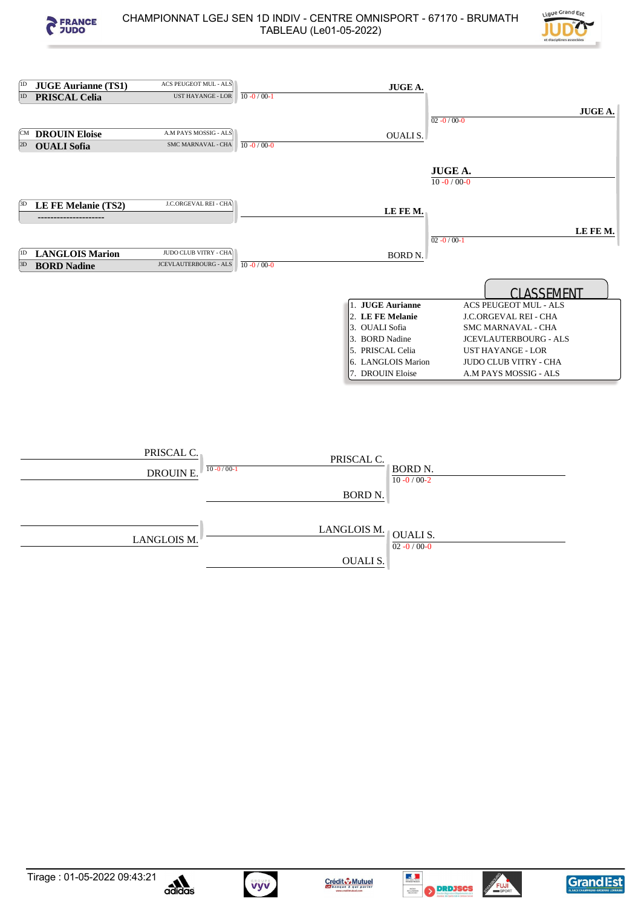# CHAMPIONNAT LGEJ SEN 1D INDIV - CENTRE OMNISPORT - 67170 - BRUMATH
## TABLEAU (Le01-05-2022)

### Tableau principal

| Grade | Combattant | Club |
|---|---|---|
| 1D | **JUGE Aurianne (TS1)** | ACS PEUGEOT MUL - ALS |
| 1D | **PRISCAL Celia** | UST HAYANGE - LOR |
| CM | **DROUIN Eloise** | A.M PAYS MOSSIG - ALS |
| 2D | **OUALI Sofia** | SMC MARNAVAL - CHA |
| 3D | **LE FE Melanie (TS2)** | J.C.ORGEVAL REI - CHA |
| | --------------------- | |
| 1D | **LANGLOIS Marion** | JUDO CLUB VITRY - CHA |
| 3D | **BORD Nadine** | JCEVLAUTERBOURG - ALS |

**Premier tour**
- JUGE Aurianne / PRISCAL Celia : **JUGE A.** (10 -0 / 00-1)
- DROUIN Eloise / OUALI Sofia : **OUALI S.** (10 -0 / 00-0)
- LE FE Melanie : **LE FE M.** (exempte)
- LANGLOIS Marion / BORD Nadine : **BORD N.** (10 -0 / 00-0)

**Demi-finales**
- JUGE A. / OUALI S. : **JUGE A.** (02 -0 / 00-0)
- LE FE M. / BORD N. : **LE FE M.** (02 -0 / 00-1)

**Finale**
- JUGE A. / LE FE M. : **JUGE A.** (10 -0 / 00-0)

### CLASSEMENT

| Place | Nom | Club |
|---|---|---|
| 1. | **JUGE Aurianne** | ACS PEUGEOT MUL - ALS |
| 2. | **LE FE Melanie** | J.C.ORGEVAL REI - CHA |
| 3. | OUALI Sofia | SMC MARNAVAL - CHA |
| 3. | BORD Nadine | JCEVLAUTERBOURG - ALS |
| 5. | PRISCAL Celia | UST HAYANGE - LOR |
| 6. | LANGLOIS Marion | JUDO CLUB VITRY - CHA |
| 7. | DROUIN Eloise | A.M PAYS MOSSIG - ALS |

### Repêchages

- PRISCAL C. / DROUIN E. : **PRISCAL C.** (10 -0 / 00-1)
- PRISCAL C. / BORD N. : **BORD N.** (10 -0 / 00-2)
- LANGLOIS M. : **LANGLOIS M.**
- LANGLOIS M. / OUALI S. : **OUALI S.** (02 -0 / 00-0)

Tirage : 01-05-2022 09:43:21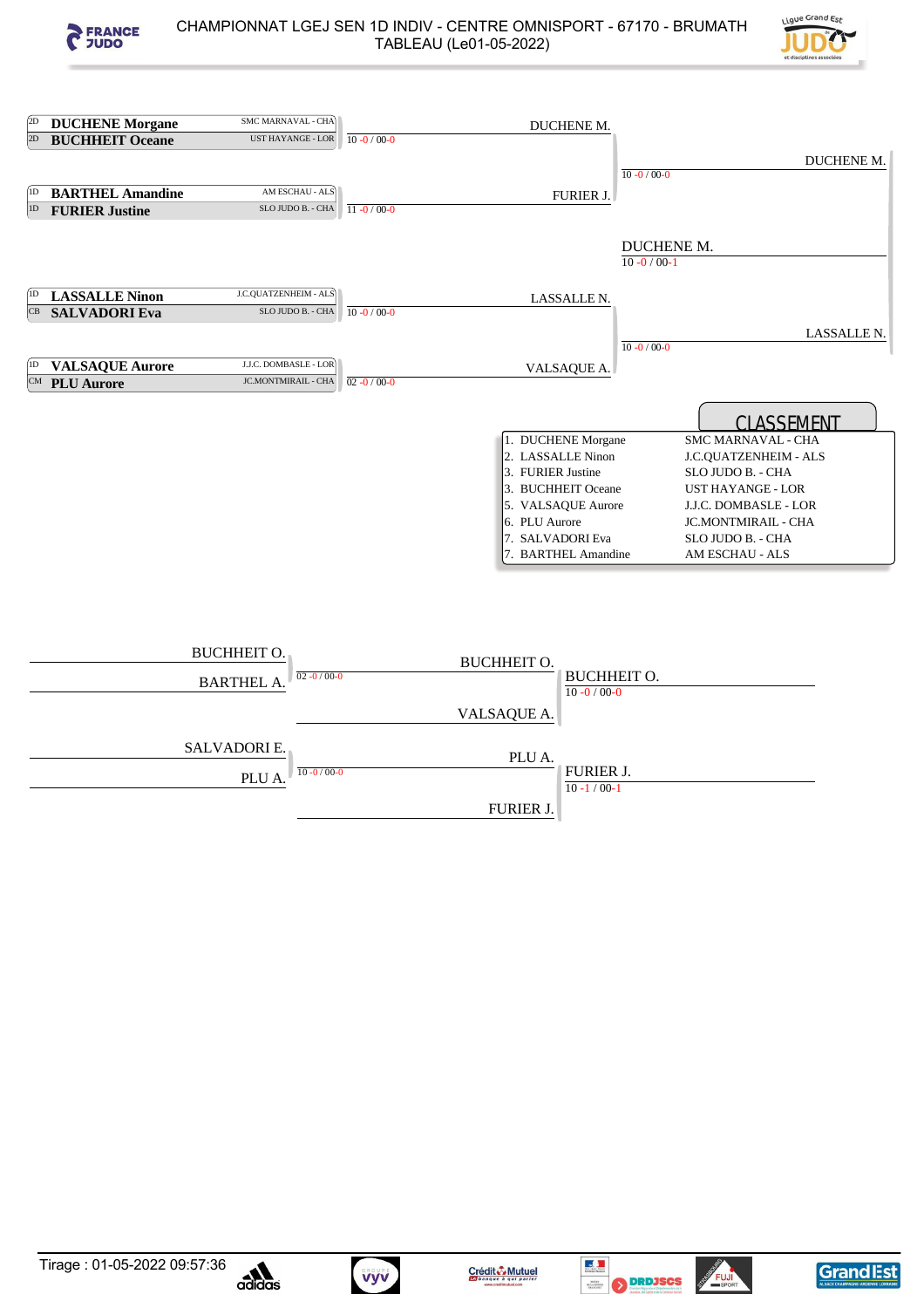CHAMPIONNAT LGEJ SEN 1D INDIV - CENTRE OMNISPORT - 67170 - BRUMATH
TABLEAU (Le01-05-2022)

## Tableau principal

| Grade | Nom | Club | Score | Vainqueur |
|---|---|---|---|---|
| 2D | DUCHENE Morgane | SMC MARNAVAL - CHA | | |
| 2D | BUCHHEIT Oceane | UST HAYANGE - LOR | 10 -0 / 00-0 | DUCHENE M. |
| 1D | BARTHEL Amandine | AM ESCHAU - ALS | | |
| 1D | FURIER Justine | SLO JUDO B. - CHA | 11 -0 / 00-0 | FURIER J. |
| 1D | LASSALLE Ninon | J.C.QUATZENHEIM - ALS | | |
| CB | SALVADORI Eva | SLO JUDO B. - CHA | 10 -0 / 00-0 | LASSALLE N. |
| 1D | VALSAQUE Aurore | J.J.C. DOMBASLE - LOR | | |
| CM | PLU Aurore | JC.MONTMIRAIL - CHA | 02 -0 / 00-0 | VALSAQUE A. |

Demi-finales :
- DUCHENE M. / FURIER J. — 10 -0 / 00-0 — DUCHENE M.
- LASSALLE N. / VALSAQUE A. — 10 -0 / 00-0 — LASSALLE N.

Finale :
- DUCHENE M. / LASSALLE N. — 10 -0 / 00-1 — DUCHENE M.

## CLASSEMENT

| | | |
|---|---|---|
| 1. | DUCHENE Morgane | SMC MARNAVAL - CHA |
| 2. | LASSALLE Ninon | J.C.QUATZENHEIM - ALS |
| 3. | FURIER Justine | SLO JUDO B. - CHA |
| 3. | BUCHHEIT Oceane | UST HAYANGE - LOR |
| 5. | VALSAQUE Aurore | J.J.C. DOMBASLE - LOR |
| 6. | PLU Aurore | JC.MONTMIRAIL - CHA |
| 7. | SALVADORI Eva | SLO JUDO B. - CHA |
| 7. | BARTHEL Amandine | AM ESCHAU - ALS |

## Repêchages

- BUCHHEIT O. / BARTHEL A. — 02 -0 / 00-0 — BUCHHEIT O.
- SALVADORI E. / PLU A. — 10 -0 / 00-0 — PLU A.
- BUCHHEIT O. / VALSAQUE A. — 10 -0 / 00-0 — BUCHHEIT O.
- PLU A. / FURIER J. — 10 -1 / 00-1 — FURIER J.

Tirage : 01-05-2022 09:57:36